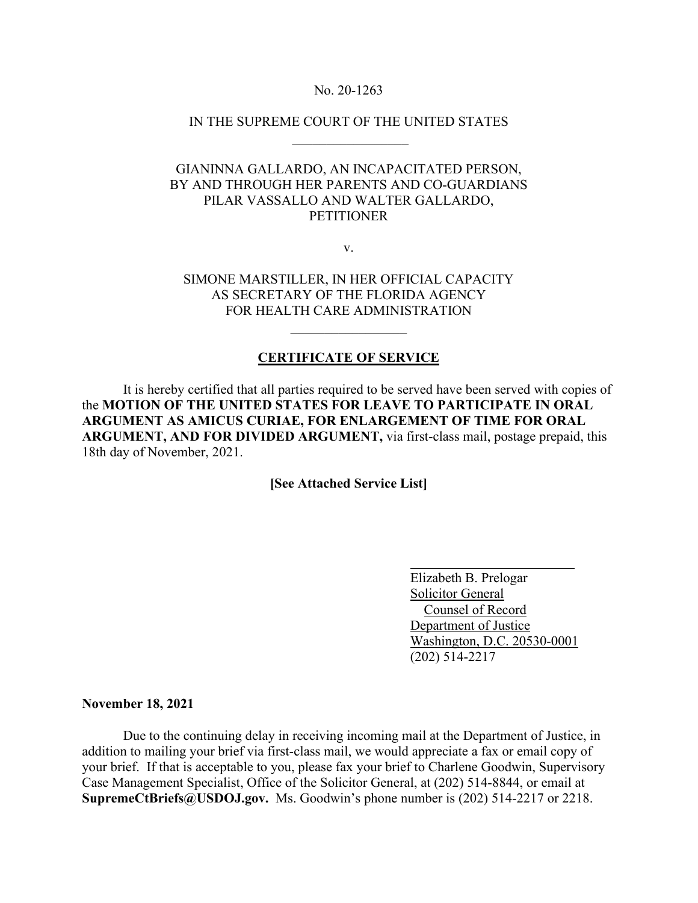No. 20-1263

IN THE SUPREME COURT OF THE UNITED STATES

---

GIANINNA GALLARDO, AN INCAPACITATED PERSON,
BY AND THROUGH HER PARENTS AND CO-GUARDIANS
PILAR VASSALLO AND WALTER GALLARDO,
PETITIONER

v.

SIMONE MARSTILLER, IN HER OFFICIAL CAPACITY
AS SECRETARY OF THE FLORIDA AGENCY
FOR HEALTH CARE ADMINISTRATION

---

## CERTIFICATE OF SERVICE

It is hereby certified that all parties required to be served have been served with copies of the **MOTION OF THE UNITED STATES FOR LEAVE TO PARTICIPATE IN ORAL ARGUMENT AS AMICUS CURIAE, FOR ENLARGEMENT OF TIME FOR ORAL ARGUMENT, AND FOR DIVIDED ARGUMENT,** via first-class mail, postage prepaid, this 18th day of November, 2021.

**[See Attached Service List]**

Elizabeth B. Prelogar
Solicitor General
Counsel of Record
Department of Justice
Washington, D.C. 20530-0001
(202) 514-2217

**November 18, 2021**

Due to the continuing delay in receiving incoming mail at the Department of Justice, in addition to mailing your brief via first-class mail, we would appreciate a fax or email copy of your brief. If that is acceptable to you, please fax your brief to Charlene Goodwin, Supervisory Case Management Specialist, Office of the Solicitor General, at (202) 514-8844, or email at **SupremeCtBriefs@USDOJ.gov.** Ms. Goodwin's phone number is (202) 514-2217 or 2218.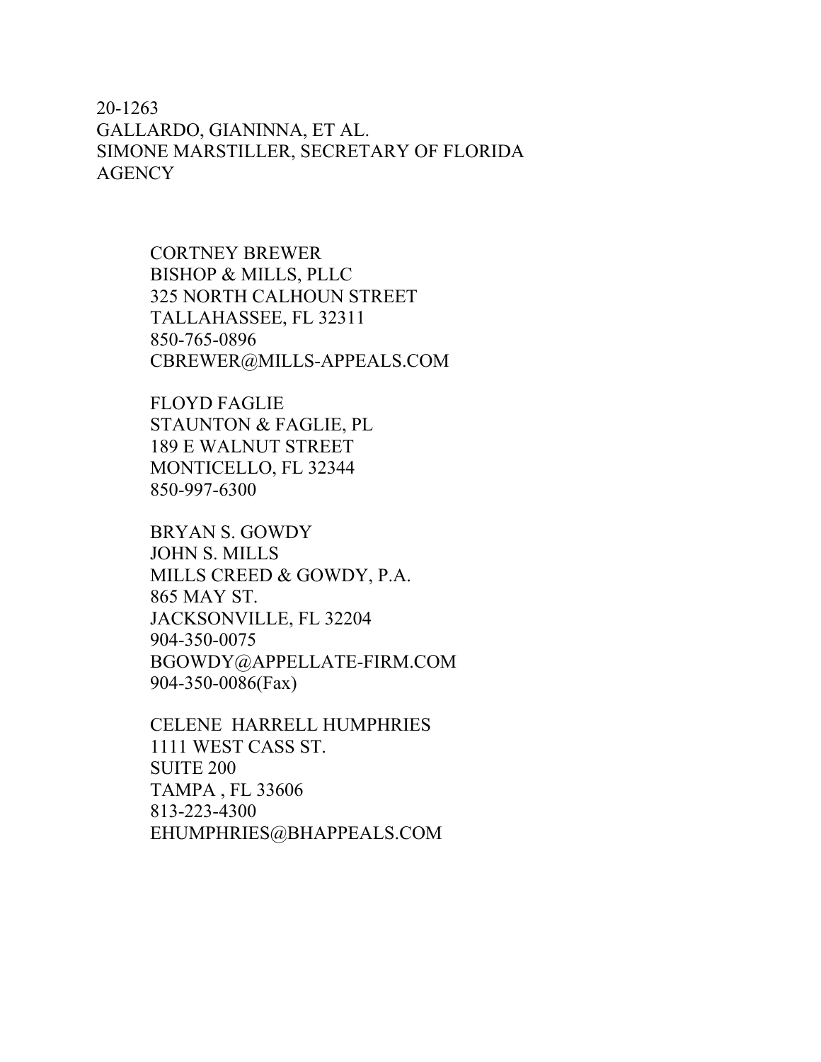20-1263
GALLARDO, GIANINNA, ET AL.
SIMONE MARSTILLER, SECRETARY OF FLORIDA
AGENCY

CORTNEY BREWER
BISHOP & MILLS, PLLC
325 NORTH CALHOUN STREET
TALLAHASSEE, FL 32311
850-765-0896
CBREWER@MILLS-APPEALS.COM

FLOYD FAGLIE
STAUNTON & FAGLIE, PL
189 E WALNUT STREET
MONTICELLO, FL 32344
850-997-6300

BRYAN S. GOWDY
JOHN S. MILLS
MILLS CREED & GOWDY, P.A.
865 MAY ST.
JACKSONVILLE, FL 32204
904-350-0075
BGOWDY@APPELLATE-FIRM.COM
904-350-0086(Fax)

CELENE HARRELL HUMPHRIES
1111 WEST CASS ST.
SUITE 200
TAMPA , FL 33606
813-223-4300
EHUMPHRIES@BHAPPEALS.COM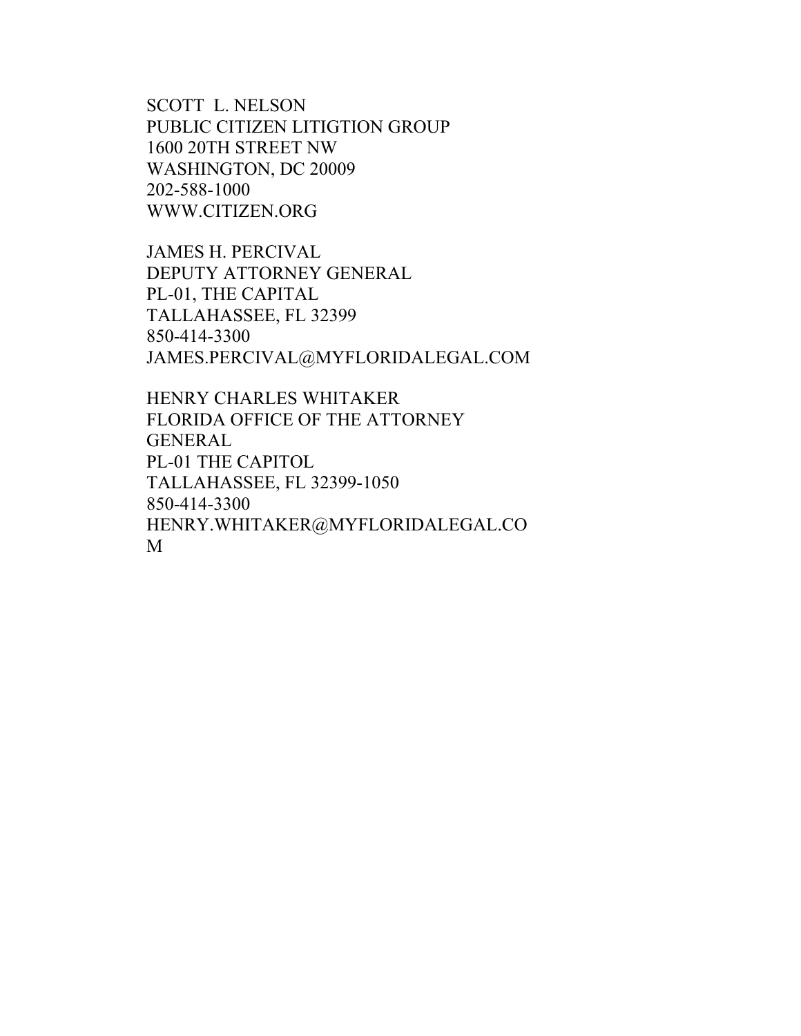SCOTT L. NELSON  
PUBLIC CITIZEN LITIGTION GROUP  
1600 20TH STREET NW  
WASHINGTON, DC 20009  
202-588-1000  
WWW.CITIZEN.ORG

JAMES H. PERCIVAL  
DEPUTY ATTORNEY GENERAL  
PL-01, THE CAPITAL  
TALLAHASSEE, FL 32399  
850-414-3300  
JAMES.PERCIVAL@MYFLORIDALEGAL.COM

HENRY CHARLES WHITAKER  
FLORIDA OFFICE OF THE ATTORNEY GENERAL  
PL-01 THE CAPITOL  
TALLAHASSEE, FL 32399-1050  
850-414-3300  
HENRY.WHITAKER@MYFLORIDALEGAL.COM